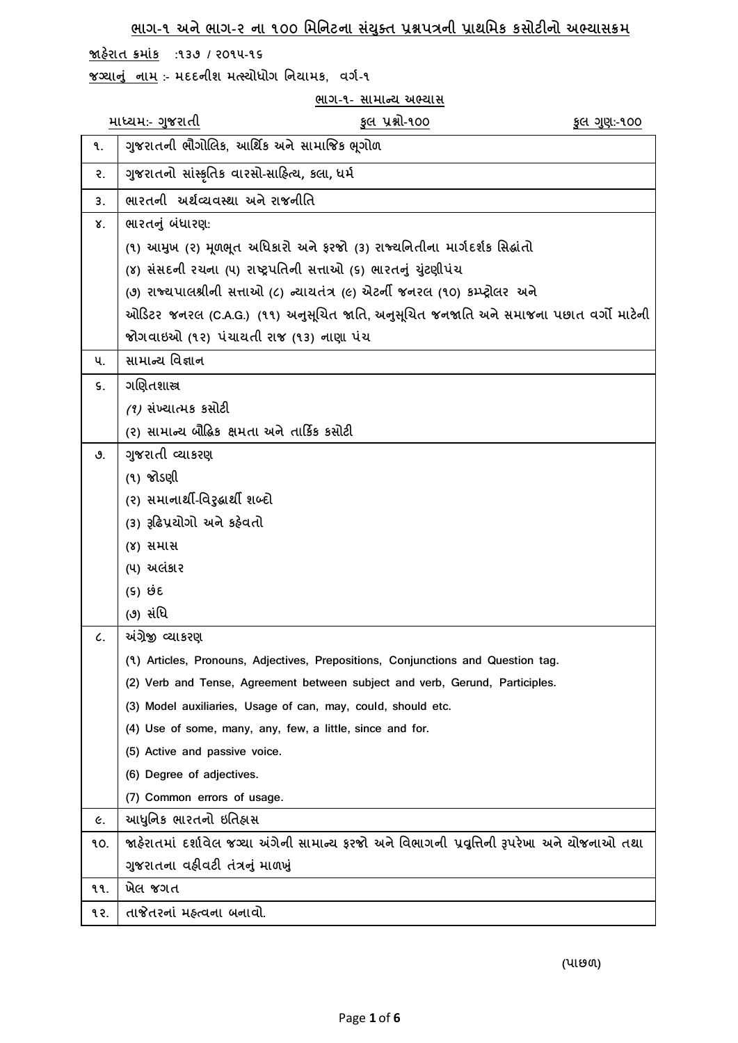# ભાગ-૧ અને ભાગ-૨ ના ૧૦૦ મિનિટના સંયુક્ત પ્રશ્નપત્રની પ્રાથમિક કસોટીનો અભ્યાસક્રમ

**જાહેરાત ક્રમાંક** :૧૩૭ / ૨૦૧૫-૧૬

**જગ્યાનું નામ** :- મદદનીશ મત્સ્યોદ્યોગ નિયામક, વર્ગ-૧

## ભાગ-૧- સામાન્ય અભ્યાસ

**માધ્યમ:- ગુજરાતી** **કુલ પ્રશ્નો-૧૦૦** **કુલ ગુણ:-૧૦૦**

| | |
|---|---|
| ૧. | ગુજરાતની ભૌગોલિક, આર્થિક અને સામાજિક ભૂગોળ |
| ૨. | ગુજરાતનો સાંસ્કૃતિક વારસો-સાહિત્ય, કલા, ધર્મ |
| ૩. | ભારતની અર્થવ્યવસ્થા અને રાજનીતિ |
| ૪. | ભારતનું બંધારણ:<br>(૧) આમુખ (૨) મૂળભૂત અધિકારો અને ફરજો (૩) રાજ્યનિતીના માર્ગદર્શક સિદ્ધાંતો<br>(૪) સંસદની રચના (૫) રાષ્ટ્રપતિની સત્તાઓ (૬) ભારતનું ચુંટણીપંચ<br>(૭) રાજ્યપાલશ્રીની સત્તાઓ (૮) ન્યાયતંત્ર (૯) એટર્ની જનરલ (૧૦) કમ્પ્ટ્રોલર અને ઓડિટર જનરલ (C.A.G.) (૧૧) અનુસૂચિત જાતિ, અનુસૂચિત જનજાતિ અને સમાજના પછાત વર્ગો માટેની જોગવાઇઓ (૧૨) પંચાયતી રાજ (૧૩) નાણા પંચ |
| ૫. | સામાન્ય વિજ્ઞાન |
| ૬. | ગણિતશાસ્ત્ર<br>*(૧)* સંખ્યાત્મક કસોટી<br>(૨) સામાન્ય બૌદ્ધિક ક્ષમતા અને તાર્કિક કસોટી |
| ૭. | ગુજરાતી વ્યાકરણ<br>(૧) જોડણી<br>(૨) સમાનાર્થી-વિરૂદ્ધાર્થી શબ્દો<br>(૩) રૂઢિપ્રયોગો અને કહેવતો<br>(૪) સમાસ<br>(૫) અલંકાર<br>(૬) છંદ<br>(૭) સંધિ |
| ૮. | અંગ્રેજી વ્યાકરણ<br>(1) Articles, Pronouns, Adjectives, Prepositions, Conjunctions and Question tag.<br>(2) Verb and Tense, Agreement between subject and verb, Gerund, Participles.<br>(3) Model auxiliaries, Usage of can, may, could, should etc.<br>(4) Use of some, many, any, few, a little, since and for.<br>(5) Active and passive voice.<br>(6) Degree of adjectives.<br>(7) Common errors of usage. |
| ૯. | આધુનિક ભારતનો ઇતિહાસ |
| ૧૦. | જાહેરાતમાં દર્શાવેલ જગ્યા અંગેની સામાન્ય ફરજો અને વિભાગની પ્રવૃત્તિની રૂપરેખા અને યોજનાઓ તથા ગુજરાતના વહીવટી તંત્રનું માળખું |
| ૧૧. | ખેલ જગત |
| ૧૨. | તાજેતરનાં મહત્વના બનાવો. |

(પાછળ)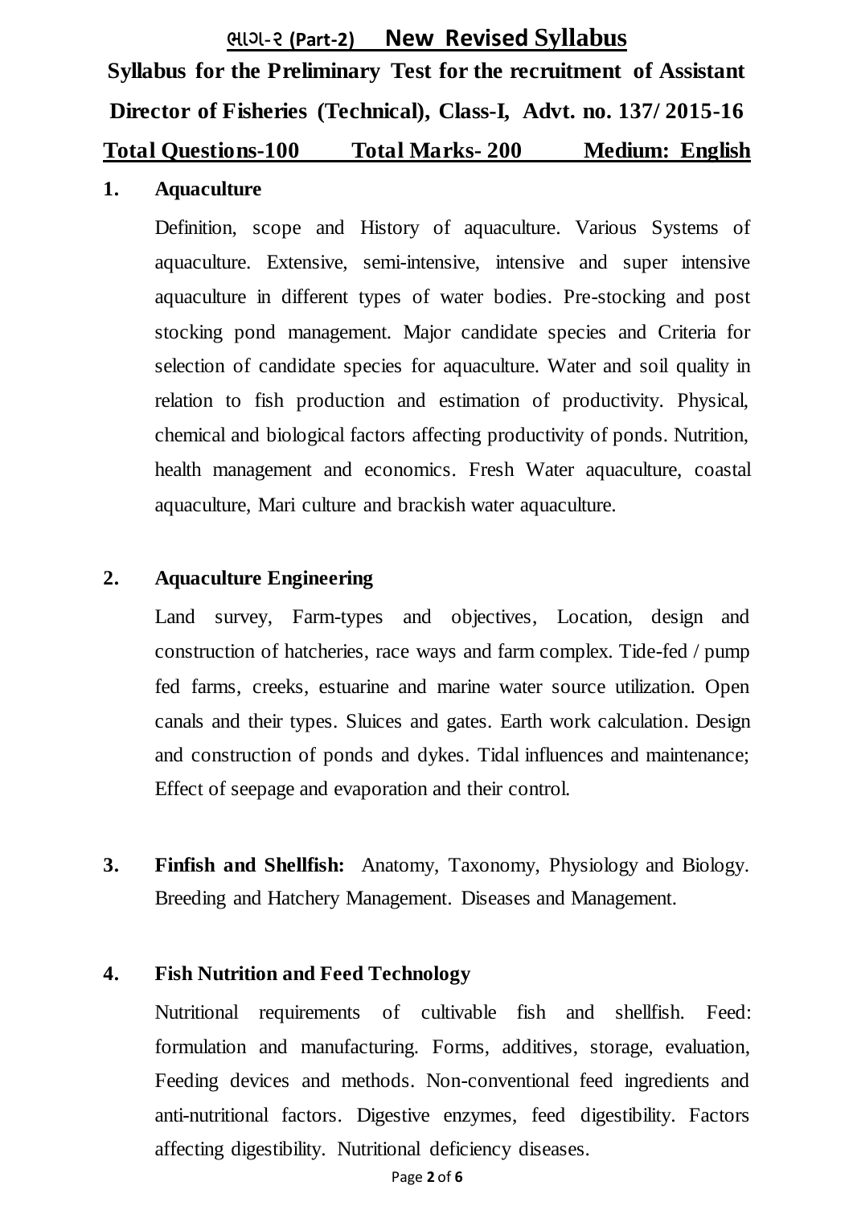## ભાગ-૨ (Part-2) New Revised Syllabus

**Syllabus for the Preliminary Test for the recruitment of Assistant Director of Fisheries (Technical), Class-I, Advt. no. 137/ 2015-16**

**Total Questions-100 Total Marks- 200 Medium: English**

**1. Aquaculture**

Definition, scope and History of aquaculture. Various Systems of aquaculture. Extensive, semi-intensive, intensive and super intensive aquaculture in different types of water bodies. Pre-stocking and post stocking pond management. Major candidate species and Criteria for selection of candidate species for aquaculture. Water and soil quality in relation to fish production and estimation of productivity. Physical, chemical and biological factors affecting productivity of ponds. Nutrition, health management and economics. Fresh Water aquaculture, coastal aquaculture, Mari culture and brackish water aquaculture.

**2. Aquaculture Engineering**

Land survey, Farm-types and objectives, Location, design and construction of hatcheries, race ways and farm complex. Tide-fed / pump fed farms, creeks, estuarine and marine water source utilization. Open canals and their types. Sluices and gates. Earth work calculation. Design and construction of ponds and dykes. Tidal influences and maintenance; Effect of seepage and evaporation and their control.

**3. Finfish and Shellfish:** Anatomy, Taxonomy, Physiology and Biology. Breeding and Hatchery Management. Diseases and Management.

**4. Fish Nutrition and Feed Technology**

Nutritional requirements of cultivable fish and shellfish. Feed: formulation and manufacturing. Forms, additives, storage, evaluation, Feeding devices and methods. Non-conventional feed ingredients and anti-nutritional factors. Digestive enzymes, feed digestibility. Factors affecting digestibility. Nutritional deficiency diseases.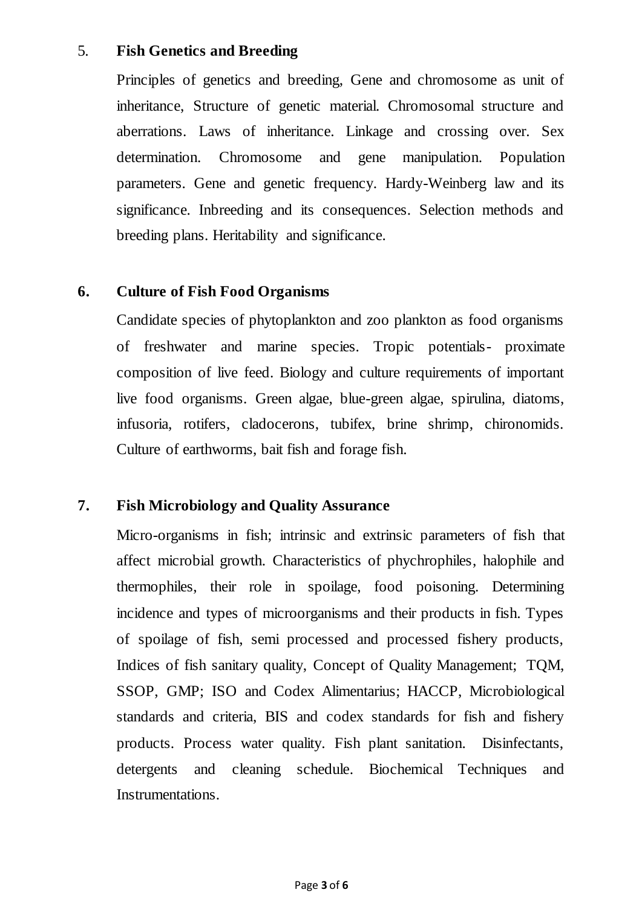### 5. **Fish Genetics and Breeding**

Principles of genetics and breeding, Gene and chromosome as unit of inheritance, Structure of genetic material. Chromosomal structure and aberrations. Laws of inheritance. Linkage and crossing over. Sex determination. Chromosome and gene manipulation. Population parameters. Gene and genetic frequency. Hardy-Weinberg law and its significance. Inbreeding and its consequences. Selection methods and breeding plans. Heritability and significance.

### 6. **Culture of Fish Food Organisms**

Candidate species of phytoplankton and zoo plankton as food organisms of freshwater and marine species. Tropic potentials- proximate composition of live feed. Biology and culture requirements of important live food organisms. Green algae, blue-green algae, spirulina, diatoms, infusoria, rotifers, cladocerons, tubifex, brine shrimp, chironomids. Culture of earthworms, bait fish and forage fish.

### 7. **Fish Microbiology and Quality Assurance**

Micro-organisms in fish; intrinsic and extrinsic parameters of fish that affect microbial growth. Characteristics of phychrophiles, halophile and thermophiles, their role in spoilage, food poisoning. Determining incidence and types of microorganisms and their products in fish. Types of spoilage of fish, semi processed and processed fishery products, Indices of fish sanitary quality, Concept of Quality Management; TQM, SSOP, GMP; ISO and Codex Alimentarius; HACCP, Microbiological standards and criteria, BIS and codex standards for fish and fishery products. Process water quality. Fish plant sanitation. Disinfectants, detergents and cleaning schedule. Biochemical Techniques and Instrumentations.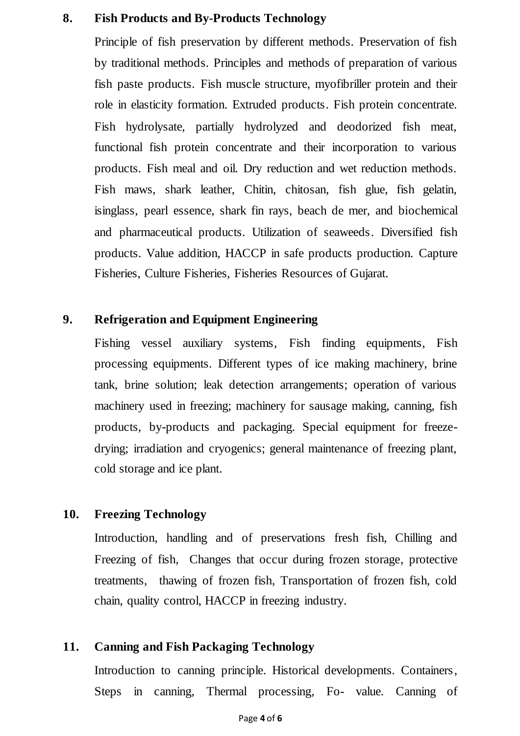**8. Fish Products and By-Products Technology**

Principle of fish preservation by different methods. Preservation of fish by traditional methods. Principles and methods of preparation of various fish paste products. Fish muscle structure, myofibriller protein and their role in elasticity formation. Extruded products. Fish protein concentrate. Fish hydrolysate, partially hydrolyzed and deodorized fish meat, functional fish protein concentrate and their incorporation to various products. Fish meal and oil. Dry reduction and wet reduction methods. Fish maws, shark leather, Chitin, chitosan, fish glue, fish gelatin, isinglass, pearl essence, shark fin rays, beach de mer, and biochemical and pharmaceutical products. Utilization of seaweeds. Diversified fish products. Value addition, HACCP in safe products production. Capture Fisheries, Culture Fisheries, Fisheries Resources of Gujarat.

**9. Refrigeration and Equipment Engineering**

Fishing vessel auxiliary systems, Fish finding equipments, Fish processing equipments. Different types of ice making machinery, brine tank, brine solution; leak detection arrangements; operation of various machinery used in freezing; machinery for sausage making, canning, fish products, by-products and packaging. Special equipment for freeze-drying; irradiation and cryogenics; general maintenance of freezing plant, cold storage and ice plant.

**10. Freezing Technology**

Introduction, handling and of preservations fresh fish, Chilling and Freezing of fish, Changes that occur during frozen storage, protective treatments, thawing of frozen fish, Transportation of frozen fish, cold chain, quality control, HACCP in freezing industry.

**11. Canning and Fish Packaging Technology**

Introduction to canning principle. Historical developments. Containers, Steps in canning, Thermal processing, Fo- value. Canning of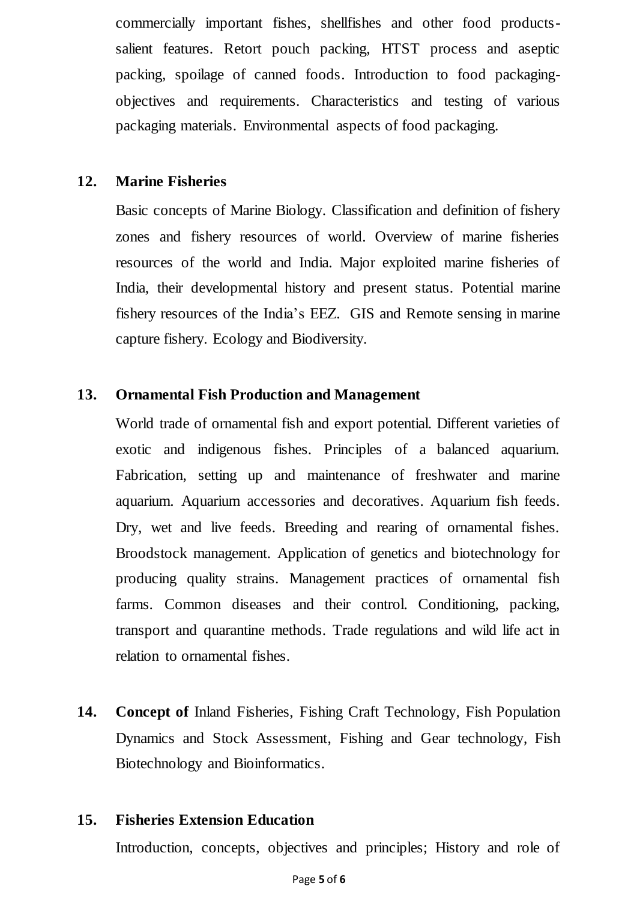commercially important fishes, shellfishes and other food products-salient features. Retort pouch packing, HTST process and aseptic packing, spoilage of canned foods. Introduction to food packaging-objectives and requirements. Characteristics and testing of various packaging materials. Environmental aspects of food packaging.

**12. Marine Fisheries**

Basic concepts of Marine Biology. Classification and definition of fishery zones and fishery resources of world. Overview of marine fisheries resources of the world and India. Major exploited marine fisheries of India, their developmental history and present status. Potential marine fishery resources of the India's EEZ. GIS and Remote sensing in marine capture fishery. Ecology and Biodiversity.

**13. Ornamental Fish Production and Management**

World trade of ornamental fish and export potential. Different varieties of exotic and indigenous fishes. Principles of a balanced aquarium. Fabrication, setting up and maintenance of freshwater and marine aquarium. Aquarium accessories and decoratives. Aquarium fish feeds. Dry, wet and live feeds. Breeding and rearing of ornamental fishes. Broodstock management. Application of genetics and biotechnology for producing quality strains. Management practices of ornamental fish farms. Common diseases and their control. Conditioning, packing, transport and quarantine methods. Trade regulations and wild life act in relation to ornamental fishes.

**14. Concept of** Inland Fisheries, Fishing Craft Technology, Fish Population Dynamics and Stock Assessment, Fishing and Gear technology, Fish Biotechnology and Bioinformatics.

**15. Fisheries Extension Education**

Introduction, concepts, objectives and principles; History and role of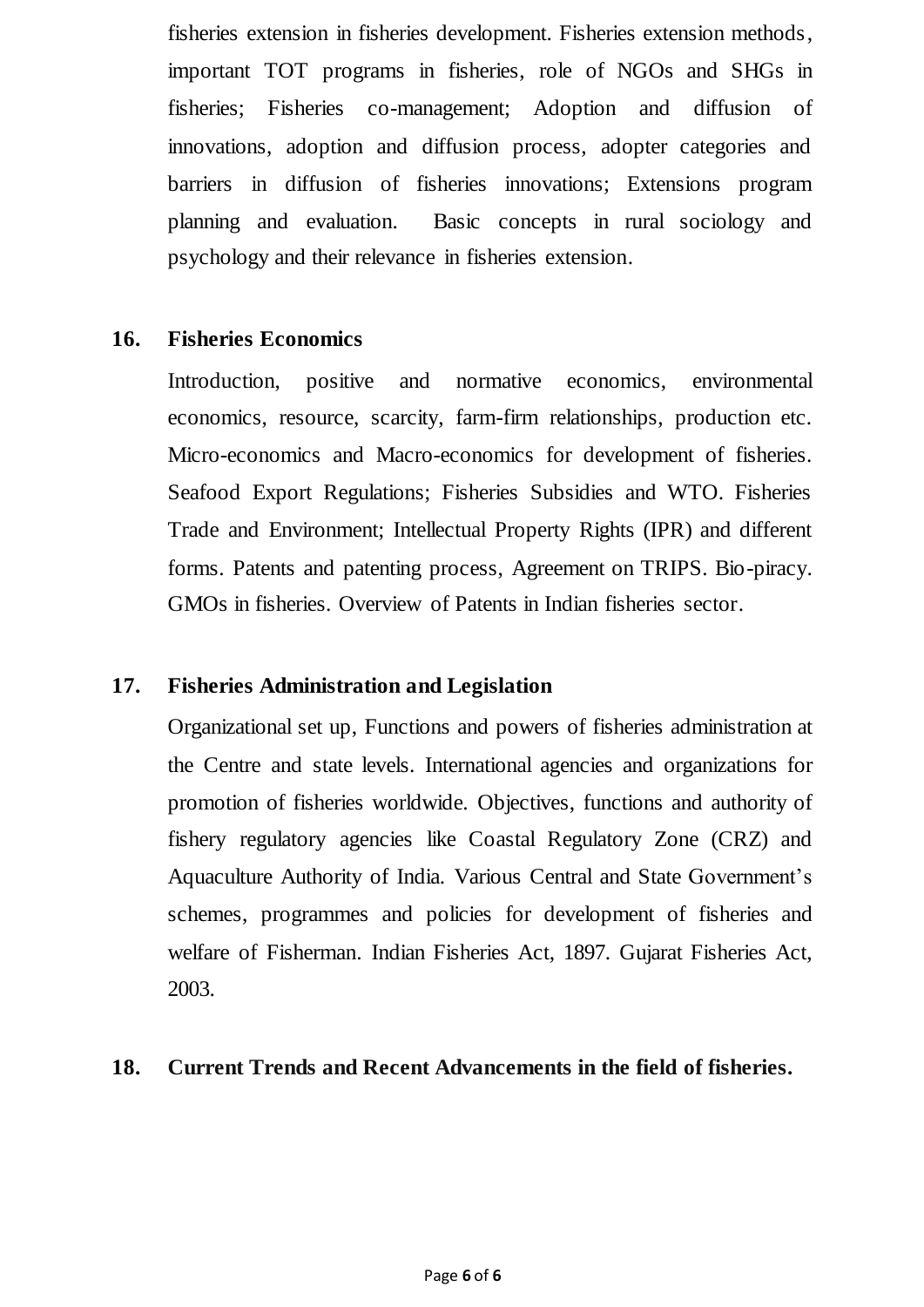fisheries extension in fisheries development. Fisheries extension methods, important TOT programs in fisheries, role of NGOs and SHGs in fisheries; Fisheries co-management; Adoption and diffusion of innovations, adoption and diffusion process, adopter categories and barriers in diffusion of fisheries innovations; Extensions program planning and evaluation. Basic concepts in rural sociology and psychology and their relevance in fisheries extension.

### 16. Fisheries Economics

Introduction, positive and normative economics, environmental economics, resource, scarcity, farm-firm relationships, production etc. Micro-economics and Macro-economics for development of fisheries. Seafood Export Regulations; Fisheries Subsidies and WTO. Fisheries Trade and Environment; Intellectual Property Rights (IPR) and different forms. Patents and patenting process, Agreement on TRIPS. Bio-piracy. GMOs in fisheries. Overview of Patents in Indian fisheries sector.

### 17. Fisheries Administration and Legislation

Organizational set up, Functions and powers of fisheries administration at the Centre and state levels. International agencies and organizations for promotion of fisheries worldwide. Objectives, functions and authority of fishery regulatory agencies like Coastal Regulatory Zone (CRZ) and Aquaculture Authority of India. Various Central and State Government's schemes, programmes and policies for development of fisheries and welfare of Fisherman. Indian Fisheries Act, 1897. Gujarat Fisheries Act, 2003.

### 18. Current Trends and Recent Advancements in the field of fisheries.